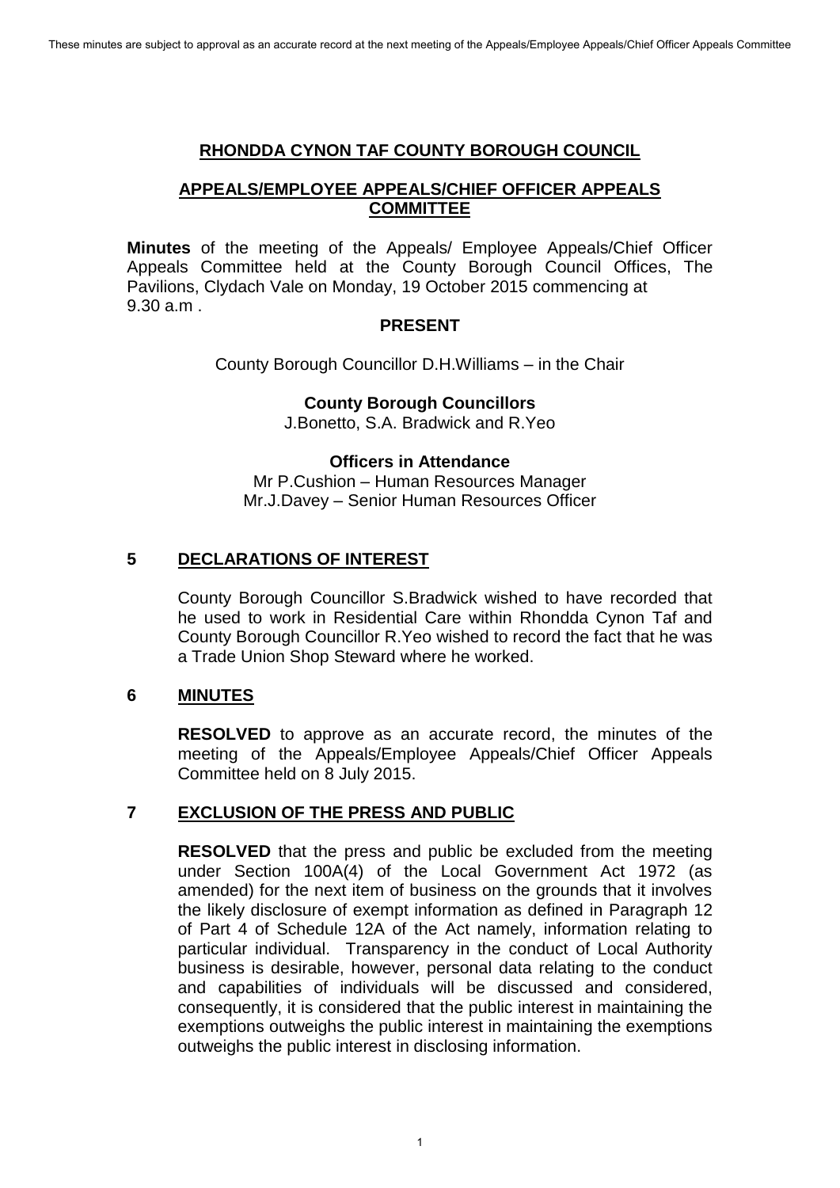These minutes are subject to approval as an accurate record at the next meeting of the Appeals/Employee Appeals/Chief Officer Appeals Committee

# RHONDDA CYNON TAF COUNTY BOROUGH COUNCIL

## APPEALS/EMPLOYEE APPEALS/CHIEF OFFICER APPEALS COMMITTEE

**Minutes** of the meeting of the Appeals/ Employee Appeals/Chief Officer Appeals Committee held at the County Borough Council Offices, The Pavilions, Clydach Vale on Monday, 19 October 2015 commencing at 9.30 a.m .

### PRESENT

County Borough Councillor D.H.Williams – in the Chair

**County Borough Councillors**
J.Bonetto, S.A. Bradwick and R.Yeo

**Officers in Attendance**
Mr P.Cushion – Human Resources Manager
Mr.J.Davey – Senior Human Resources Officer

## 5 DECLARATIONS OF INTEREST

County Borough Councillor S.Bradwick wished to have recorded that he used to work in Residential Care within Rhondda Cynon Taf and County Borough Councillor R.Yeo wished to record the fact that he was a Trade Union Shop Steward where he worked.

## 6 MINUTES

**RESOLVED** to approve as an accurate record, the minutes of the meeting of the Appeals/Employee Appeals/Chief Officer Appeals Committee held on 8 July 2015.

## 7 EXCLUSION OF THE PRESS AND PUBLIC

**RESOLVED** that the press and public be excluded from the meeting under Section 100A(4) of the Local Government Act 1972 (as amended) for the next item of business on the grounds that it involves the likely disclosure of exempt information as defined in Paragraph 12 of Part 4 of Schedule 12A of the Act namely, information relating to particular individual. Transparency in the conduct of Local Authority business is desirable, however, personal data relating to the conduct and capabilities of individuals will be discussed and considered, consequently, it is considered that the public interest in maintaining the exemptions outweighs the public interest in maintaining the exemptions outweighs the public interest in disclosing information.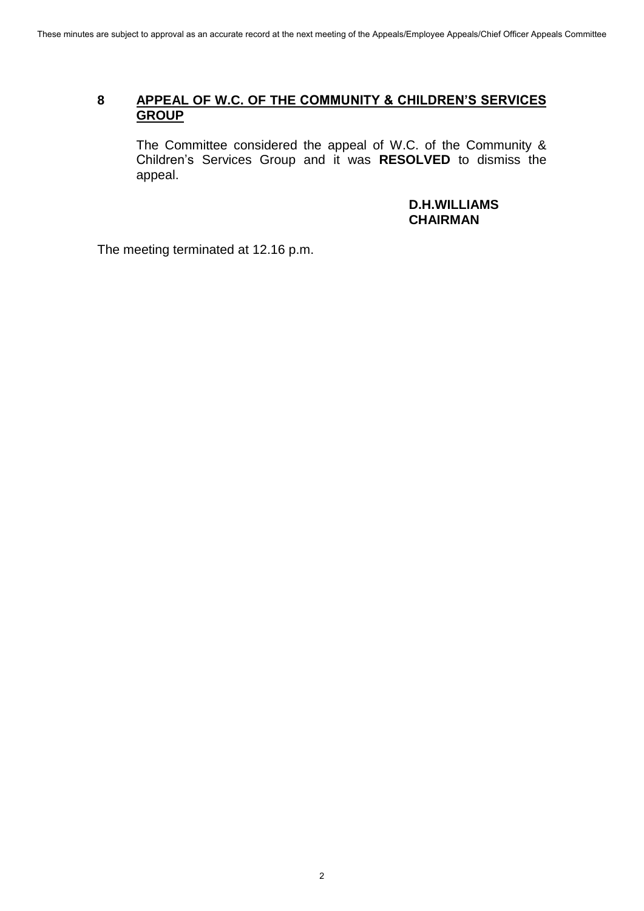## 8 APPEAL OF W.C. OF THE COMMUNITY & CHILDREN'S SERVICES GROUP

The Committee considered the appeal of W.C. of the Community & Children's Services Group and it was **RESOLVED** to dismiss the appeal.

**D.H.WILLIAMS**
**CHAIRMAN**

The meeting terminated at 12.16 p.m.